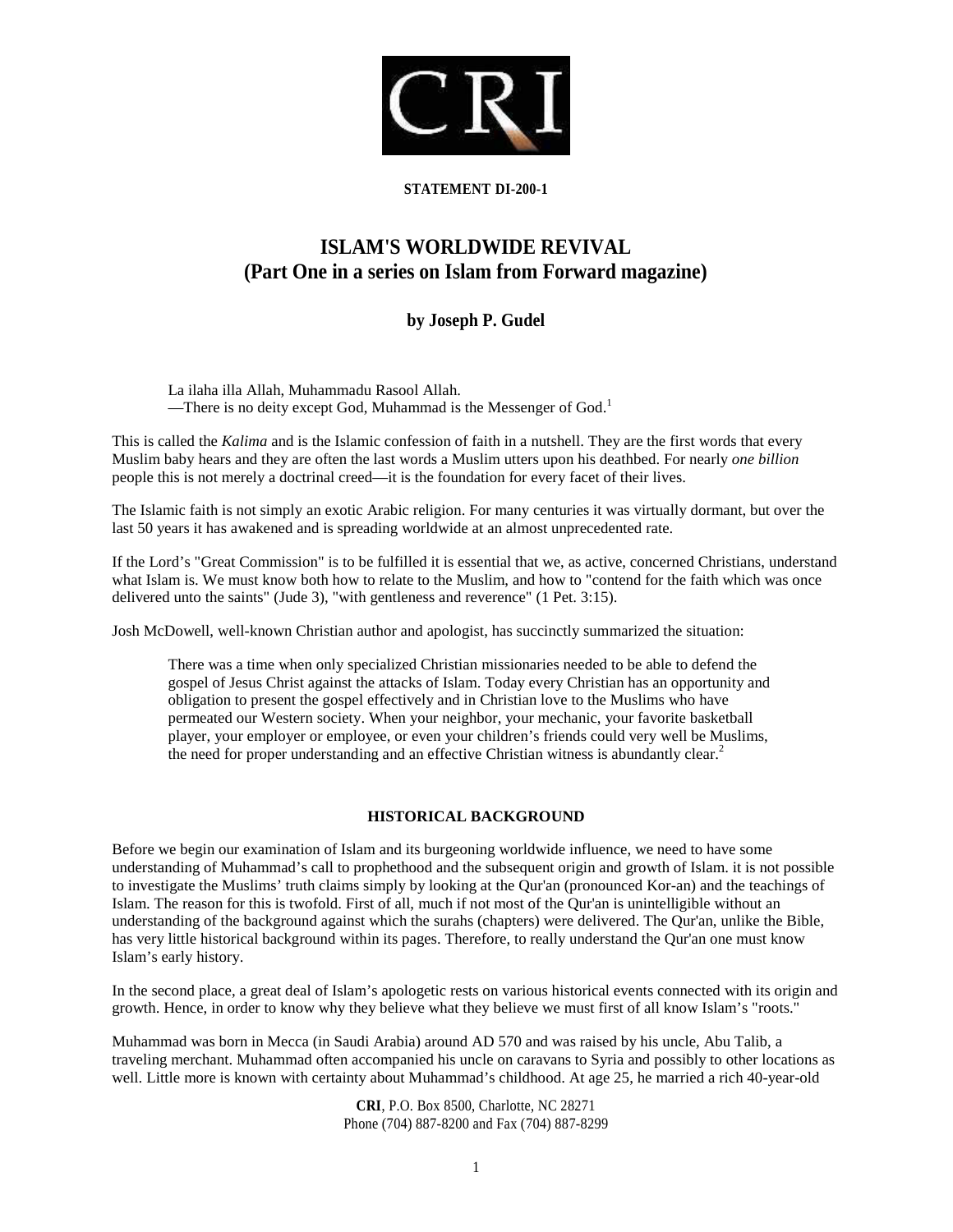**STATEMENT DI-200-1**

# ISLAM'S WORLDWIDE REVIVAL
## (Part One in a series on Islam from Forward magazine)

### by Joseph P. Gudel

> La ilaha illa Allah, Muhammadu Rasool Allah.
> —There is no deity except God, Muhammad is the Messenger of God.[1]

This is called the *Kalima* and is the Islamic confession of faith in a nutshell. They are the first words that every Muslim baby hears and they are often the last words a Muslim utters upon his deathbed. For nearly *one billion* people this is not merely a doctrinal creed—it is the foundation for every facet of their lives.

The Islamic faith is not simply an exotic Arabic religion. For many centuries it was virtually dormant, but over the last 50 years it has awakened and is spreading worldwide at an almost unprecedented rate.

If the Lord's "Great Commission" is to be fulfilled it is essential that we, as active, concerned Christians, understand what Islam is. We must know both how to relate to the Muslim, and how to "contend for the faith which was once delivered unto the saints" (Jude 3), "with gentleness and reverence" (1 Pet. 3:15).

Josh McDowell, well-known Christian author and apologist, has succinctly summarized the situation:

> There was a time when only specialized Christian missionaries needed to be able to defend the gospel of Jesus Christ against the attacks of Islam. Today every Christian has an opportunity and obligation to present the gospel effectively and in Christian love to the Muslims who have permeated our Western society. When your neighbor, your mechanic, your favorite basketball player, your employer or employee, or even your children's friends could very well be Muslims, the need for proper understanding and an effective Christian witness is abundantly clear.[2]

### HISTORICAL BACKGROUND

Before we begin our examination of Islam and its burgeoning worldwide influence, we need to have some understanding of Muhammad's call to prophethood and the subsequent origin and growth of Islam. it is not possible to investigate the Muslims' truth claims simply by looking at the Qur'an (pronounced Kor-an) and the teachings of Islam. The reason for this is twofold. First of all, much if not most of the Qur'an is unintelligible without an understanding of the background against which the surahs (chapters) were delivered. The Qur'an, unlike the Bible, has very little historical background within its pages. Therefore, to really understand the Qur'an one must know Islam's early history.

In the second place, a great deal of Islam's apologetic rests on various historical events connected with its origin and growth. Hence, in order to know why they believe what they believe we must first of all know Islam's "roots."

Muhammad was born in Mecca (in Saudi Arabia) around AD 570 and was raised by his uncle, Abu Talib, a traveling merchant. Muhammad often accompanied his uncle on caravans to Syria and possibly to other locations as well. Little more is known with certainty about Muhammad's childhood. At age 25, he married a rich 40-year-old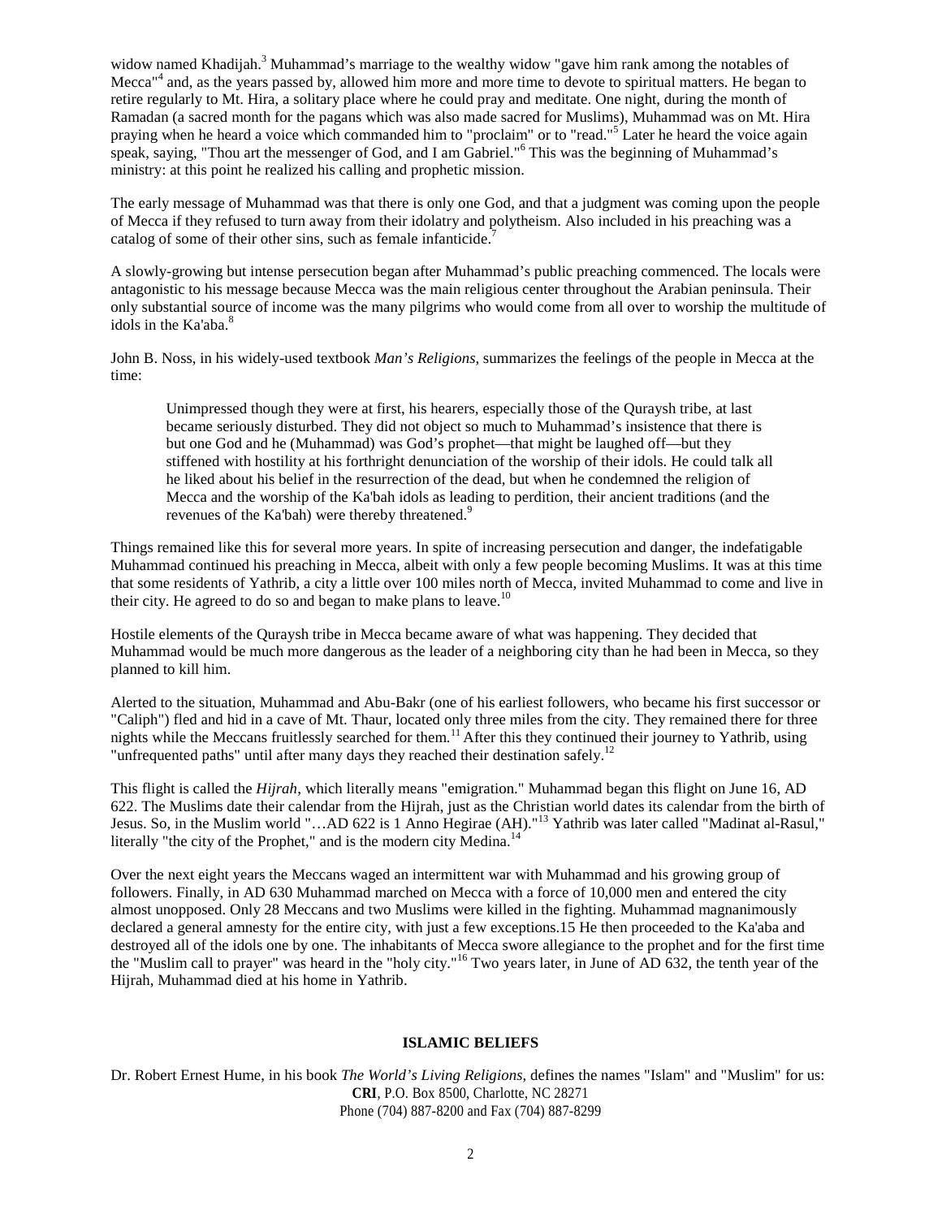widow named Khadijah.[3] Muhammad's marriage to the wealthy widow "gave him rank among the notables of Mecca"[4] and, as the years passed by, allowed him more and more time to devote to spiritual matters. He began to retire regularly to Mt. Hira, a solitary place where he could pray and meditate. One night, during the month of Ramadan (a sacred month for the pagans which was also made sacred for Muslims), Muhammad was on Mt. Hira praying when he heard a voice which commanded him to "proclaim" or to "read."[5] Later he heard the voice again speak, saying, "Thou art the messenger of God, and I am Gabriel."[6] This was the beginning of Muhammad's ministry: at this point he realized his calling and prophetic mission.

The early message of Muhammad was that there is only one God, and that a judgment was coming upon the people of Mecca if they refused to turn away from their idolatry and polytheism. Also included in his preaching was a catalog of some of their other sins, such as female infanticide.[7]

A slowly-growing but intense persecution began after Muhammad's public preaching commenced. The locals were antagonistic to his message because Mecca was the main religious center throughout the Arabian peninsula. Their only substantial source of income was the many pilgrims who would come from all over to worship the multitude of idols in the Ka'aba.[8]

John B. Noss, in his widely-used textbook *Man's Religions*, summarizes the feelings of the people in Mecca at the time:

> Unimpressed though they were at first, his hearers, especially those of the Quraysh tribe, at last became seriously disturbed. They did not object so much to Muhammad's insistence that there is but one God and he (Muhammad) was God's prophet—that might be laughed off—but they stiffened with hostility at his forthright denunciation of the worship of their idols. He could talk all he liked about his belief in the resurrection of the dead, but when he condemned the religion of Mecca and the worship of the Ka'bah idols as leading to perdition, their ancient traditions (and the revenues of the Ka'bah) were thereby threatened.[9]

Things remained like this for several more years. In spite of increasing persecution and danger, the indefatigable Muhammad continued his preaching in Mecca, albeit with only a few people becoming Muslims. It was at this time that some residents of Yathrib, a city a little over 100 miles north of Mecca, invited Muhammad to come and live in their city. He agreed to do so and began to make plans to leave.[10]

Hostile elements of the Quraysh tribe in Mecca became aware of what was happening. They decided that Muhammad would be much more dangerous as the leader of a neighboring city than he had been in Mecca, so they planned to kill him.

Alerted to the situation, Muhammad and Abu-Bakr (one of his earliest followers, who became his first successor or "Caliph") fled and hid in a cave of Mt. Thaur, located only three miles from the city. They remained there for three nights while the Meccans fruitlessly searched for them.[11] After this they continued their journey to Yathrib, using "unfrequented paths" until after many days they reached their destination safely.[12]

This flight is called the *Hijrah*, which literally means "emigration." Muhammad began this flight on June 16, AD 622. The Muslims date their calendar from the Hijrah, just as the Christian world dates its calendar from the birth of Jesus. So, in the Muslim world "…AD 622 is 1 Anno Hegirae (AH)."[13] Yathrib was later called "Madinat al-Rasul," literally "the city of the Prophet," and is the modern city Medina.[14]

Over the next eight years the Meccans waged an intermittent war with Muhammad and his growing group of followers. Finally, in AD 630 Muhammad marched on Mecca with a force of 10,000 men and entered the city almost unopposed. Only 28 Meccans and two Muslims were killed in the fighting. Muhammad magnanimously declared a general amnesty for the entire city, with just a few exceptions.15 He then proceeded to the Ka'aba and destroyed all of the idols one by one. The inhabitants of Mecca swore allegiance to the prophet and for the first time the "Muslim call to prayer" was heard in the "holy city."[16] Two years later, in June of AD 632, the tenth year of the Hijrah, Muhammad died at his home in Yathrib.

## ISLAMIC BELIEFS

Dr. Robert Ernest Hume, in his book *The World's Living Religions*, defines the names "Islam" and "Muslim" for us: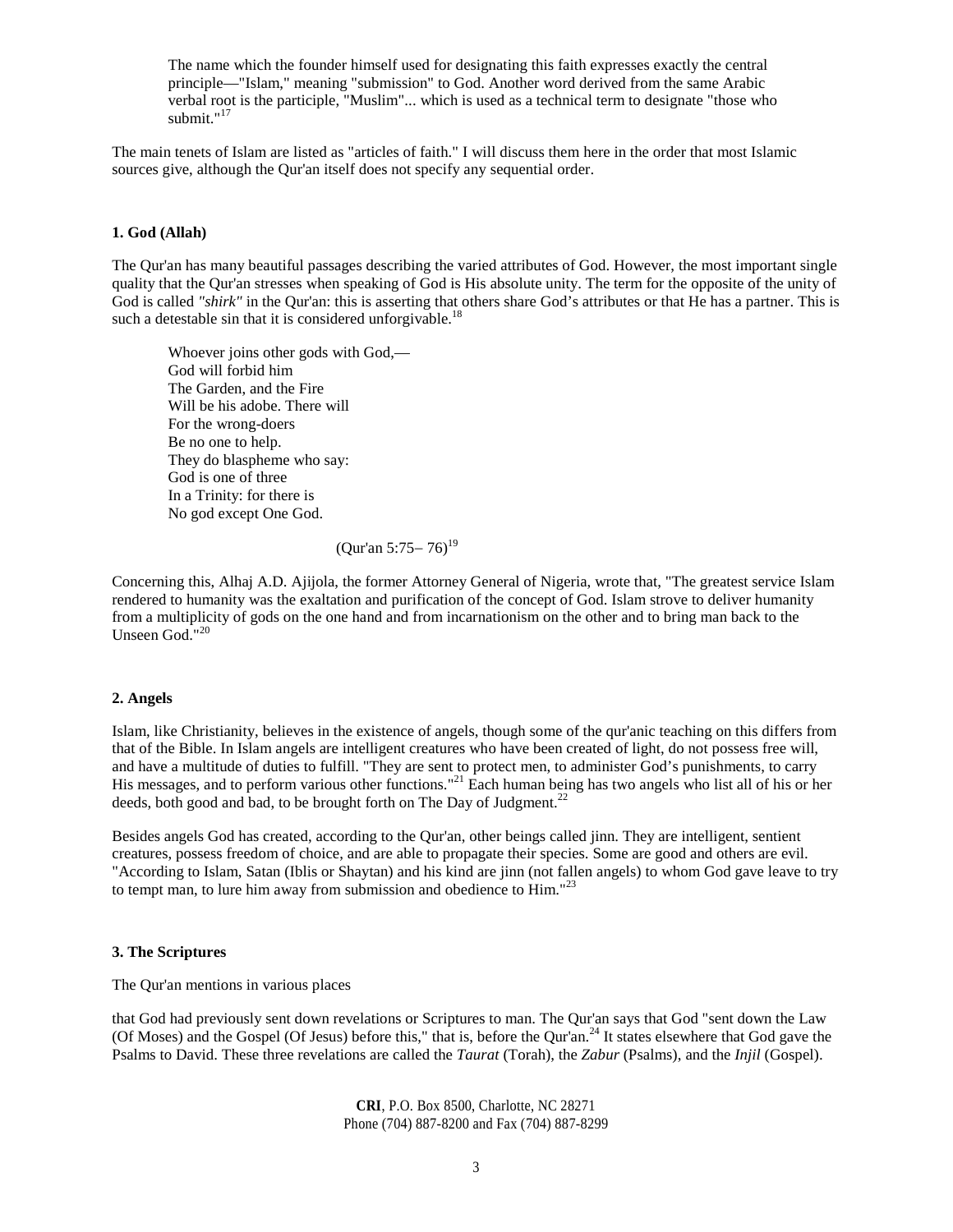> The name which the founder himself used for designating this faith expresses exactly the central principle—"Islam," meaning "submission" to God. Another word derived from the same Arabic verbal root is the participle, "Muslim"... which is used as a technical term to designate "those who submit."[17]

The main tenets of Islam are listed as "articles of faith." I will discuss them here in the order that most Islamic sources give, although the Qur'an itself does not specify any sequential order.

**1. God (Allah)**

The Qur'an has many beautiful passages describing the varied attributes of God. However, the most important single quality that the Qur'an stresses when speaking of God is His absolute unity. The term for the opposite of the unity of God is called *"shirk"* in the Qur'an: this is asserting that others share God's attributes or that He has a partner. This is such a detestable sin that it is considered unforgivable.[18]

> Whoever joins other gods with God,—
> God will forbid him
> The Garden, and the Fire
> Will be his adobe. There will
> For the wrong-doers
> Be no one to help.
> They do blaspheme who say:
> God is one of three
> In a Trinity: for there is
> No god except One God.
>
> (Qur'an 5:75– 76)[19]

Concerning this, Alhaj A.D. Ajijola, the former Attorney General of Nigeria, wrote that, "The greatest service Islam rendered to humanity was the exaltation and purification of the concept of God. Islam strove to deliver humanity from a multiplicity of gods on the one hand and from incarnationism on the other and to bring man back to the Unseen God."[20]

**2. Angels**

Islam, like Christianity, believes in the existence of angels, though some of the qur'anic teaching on this differs from that of the Bible. In Islam angels are intelligent creatures who have been created of light, do not possess free will, and have a multitude of duties to fulfill. "They are sent to protect men, to administer God's punishments, to carry His messages, and to perform various other functions."[21] Each human being has two angels who list all of his or her deeds, both good and bad, to be brought forth on The Day of Judgment.[22]

Besides angels God has created, according to the Qur'an, other beings called jinn. They are intelligent, sentient creatures, possess freedom of choice, and are able to propagate their species. Some are good and others are evil. "According to Islam, Satan (Iblis or Shaytan) and his kind are jinn (not fallen angels) to whom God gave leave to try to tempt man, to lure him away from submission and obedience to Him."[23]

**3. The Scriptures**

The Qur'an mentions in various places

that God had previously sent down revelations or Scriptures to man. The Qur'an says that God "sent down the Law (Of Moses) and the Gospel (Of Jesus) before this," that is, before the Qur'an.[24] It states elsewhere that God gave the Psalms to David. These three revelations are called the *Taurat* (Torah), the *Zabur* (Psalms), and the *Injil* (Gospel).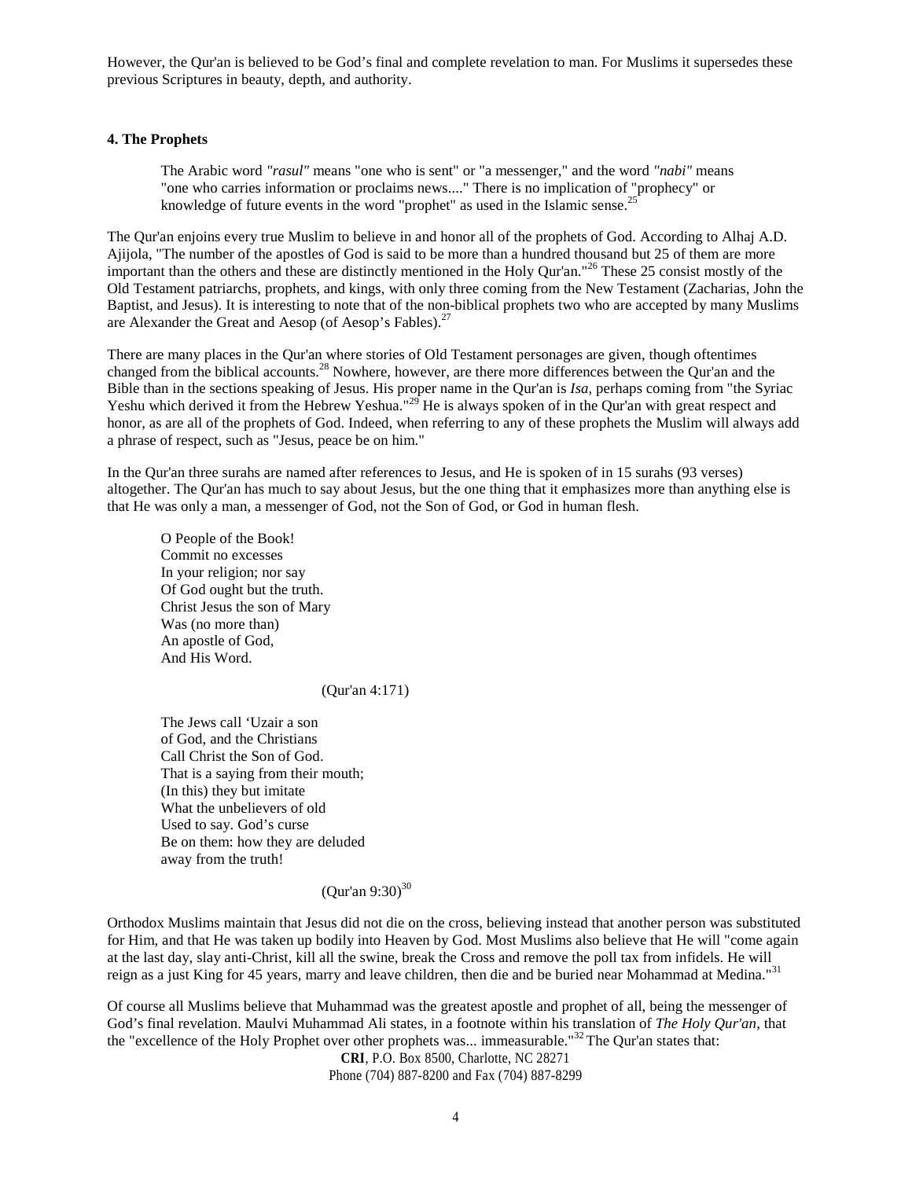However, the Qur'an is believed to be God's final and complete revelation to man. For Muslims it supersedes these previous Scriptures in beauty, depth, and authority.

**4. The Prophets**

> The Arabic word *"rasul"* means "one who is sent" or "a messenger," and the word *"nabi"* means "one who carries information or proclaims news...." There is no implication of "prophecy" or knowledge of future events in the word "prophet" as used in the Islamic sense.[25]

The Qur'an enjoins every true Muslim to believe in and honor all of the prophets of God. According to Alhaj A.D. Ajijola, "The number of the apostles of God is said to be more than a hundred thousand but 25 of them are more important than the others and these are distinctly mentioned in the Holy Qur'an."[26] These 25 consist mostly of the Old Testament patriarchs, prophets, and kings, with only three coming from the New Testament (Zacharias, John the Baptist, and Jesus). It is interesting to note that of the non-biblical prophets two who are accepted by many Muslims are Alexander the Great and Aesop (of Aesop's Fables).[27]

There are many places in the Qur'an where stories of Old Testament personages are given, though oftentimes changed from the biblical accounts.[28] Nowhere, however, are there more differences between the Qur'an and the Bible than in the sections speaking of Jesus. His proper name in the Qur'an is *Isa*, perhaps coming from "the Syriac Yeshu which derived it from the Hebrew Yeshua."[29] He is always spoken of in the Qur'an with great respect and honor, as are all of the prophets of God. Indeed, when referring to any of these prophets the Muslim will always add a phrase of respect, such as "Jesus, peace be on him."

In the Qur'an three surahs are named after references to Jesus, and He is spoken of in 15 surahs (93 verses) altogether. The Qur'an has much to say about Jesus, but the one thing that it emphasizes more than anything else is that He was only a man, a messenger of God, not the Son of God, or God in human flesh.

> O People of the Book!
> Commit no excesses
> In your religion; nor say
> Of God ought but the truth.
> Christ Jesus the son of Mary
> Was (no more than)
> An apostle of God,
> And His Word.
>
> (Qur'an 4:171)

> The Jews call 'Uzair a son
> of God, and the Christians
> Call Christ the Son of God.
> That is a saying from their mouth;
> (In this) they but imitate
> What the unbelievers of old
> Used to say. God's curse
> Be on them: how they are deluded
> away from the truth!
>
> (Qur'an 9:30)[30]

Orthodox Muslims maintain that Jesus did not die on the cross, believing instead that another person was substituted for Him, and that He was taken up bodily into Heaven by God. Most Muslims also believe that He will "come again at the last day, slay anti-Christ, kill all the swine, break the Cross and remove the poll tax from infidels. He will reign as a just King for 45 years, marry and leave children, then die and be buried near Mohammad at Medina."[31]

Of course all Muslims believe that Muhammad was the greatest apostle and prophet of all, being the messenger of God's final revelation. Maulvi Muhammad Ali states, in a footnote within his translation of *The Holy Qur'an*, that the "excellence of the Holy Prophet over other prophets was... immeasurable."[32] The Qur'an states that: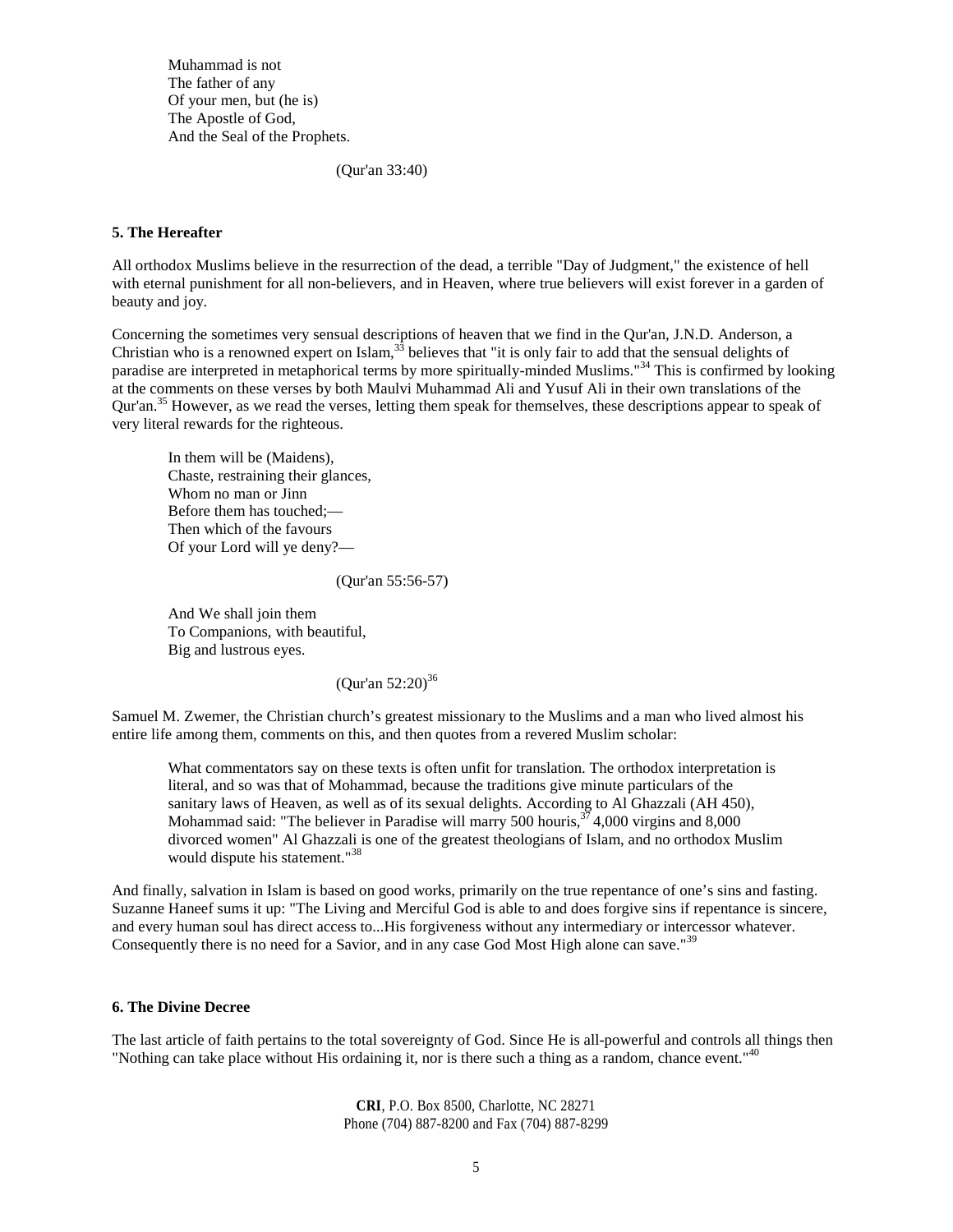Muhammad is not  
The father of any  
Of your men, but (he is)  
The Apostle of God,  
And the Seal of the Prophets.

(Qur'an 33:40)

**5. The Hereafter**

All orthodox Muslims believe in the resurrection of the dead, a terrible "Day of Judgment," the existence of hell with eternal punishment for all non-believers, and in Heaven, where true believers will exist forever in a garden of beauty and joy.

Concerning the sometimes very sensual descriptions of heaven that we find in the Qur'an, J.N.D. Anderson, a Christian who is a renowned expert on Islam,[33] believes that "it is only fair to add that the sensual delights of paradise are interpreted in metaphorical terms by more spiritually-minded Muslims."[34] This is confirmed by looking at the comments on these verses by both Maulvi Muhammad Ali and Yusuf Ali in their own translations of the Qur'an.[35] However, as we read the verses, letting them speak for themselves, these descriptions appear to speak of very literal rewards for the righteous.

In them will be (Maidens),  
Chaste, restraining their glances,  
Whom no man or Jinn  
Before them has touched;—  
Then which of the favours  
Of your Lord will ye deny?—

(Qur'an 55:56-57)

And We shall join them  
To Companions, with beautiful,  
Big and lustrous eyes.

(Qur'an 52:20)[36]

Samuel M. Zwemer, the Christian church's greatest missionary to the Muslims and a man who lived almost his entire life among them, comments on this, and then quotes from a revered Muslim scholar:

> What commentators say on these texts is often unfit for translation. The orthodox interpretation is literal, and so was that of Mohammad, because the traditions give minute particulars of the sanitary laws of Heaven, as well as of its sexual delights. According to Al Ghazzali (AH 450), Mohammad said: "The believer in Paradise will marry 500 houris,[37] 4,000 virgins and 8,000 divorced women" Al Ghazzali is one of the greatest theologians of Islam, and no orthodox Muslim would dispute his statement."[38]

And finally, salvation in Islam is based on good works, primarily on the true repentance of one's sins and fasting. Suzanne Haneef sums it up: "The Living and Merciful God is able to and does forgive sins if repentance is sincere, and every human soul has direct access to...His forgiveness without any intermediary or intercessor whatever. Consequently there is no need for a Savior, and in any case God Most High alone can save."[39]

**6. The Divine Decree**

The last article of faith pertains to the total sovereignty of God. Since He is all-powerful and controls all things then "Nothing can take place without His ordaining it, nor is there such a thing as a random, chance event."[40]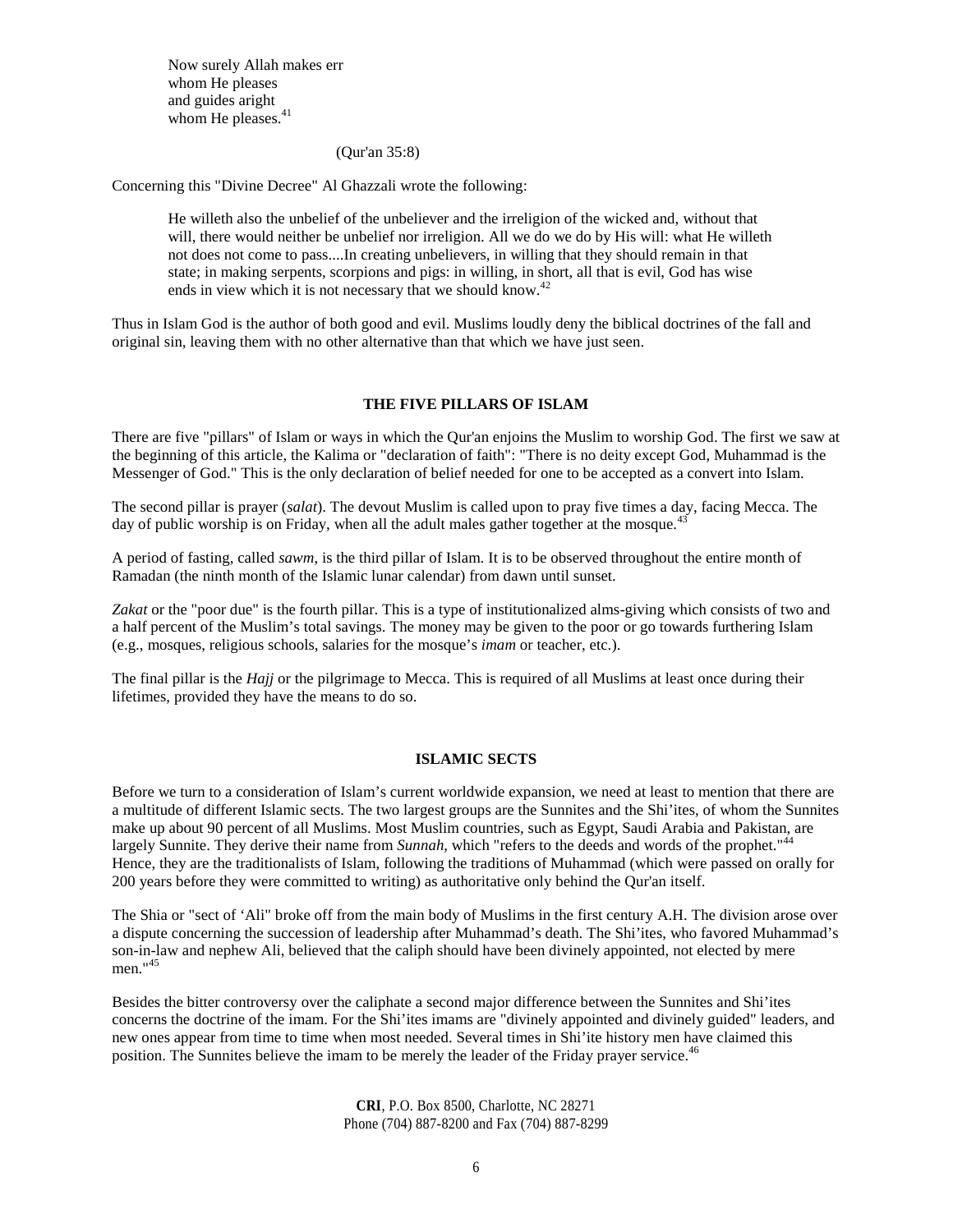> Now surely Allah makes err
> whom He pleases
> and guides aright
> whom He pleases.[41]
>
> (Qur'an 35:8)

Concerning this "Divine Decree" Al Ghazzali wrote the following:

> He willeth also the unbelief of the unbeliever and the irreligion of the wicked and, without that will, there would neither be unbelief nor irreligion. All we do we do by His will: what He willeth not does not come to pass....In creating unbelievers, in willing that they should remain in that state; in making serpents, scorpions and pigs: in willing, in short, all that is evil, God has wise ends in view which it is not necessary that we should know.[42]

Thus in Islam God is the author of both good and evil. Muslims loudly deny the biblical doctrines of the fall and original sin, leaving them with no other alternative than that which we have just seen.

## THE FIVE PILLARS OF ISLAM

There are five "pillars" of Islam or ways in which the Qur'an enjoins the Muslim to worship God. The first we saw at the beginning of this article, the Kalima or "declaration of faith": "There is no deity except God, Muhammad is the Messenger of God." This is the only declaration of belief needed for one to be accepted as a convert into Islam.

The second pillar is prayer (*salat*). The devout Muslim is called upon to pray five times a day, facing Mecca. The day of public worship is on Friday, when all the adult males gather together at the mosque.[43]

A period of fasting, called *sawm*, is the third pillar of Islam. It is to be observed throughout the entire month of Ramadan (the ninth month of the Islamic lunar calendar) from dawn until sunset.

*Zakat* or the "poor due" is the fourth pillar. This is a type of institutionalized alms-giving which consists of two and a half percent of the Muslim's total savings. The money may be given to the poor or go towards furthering Islam (e.g., mosques, religious schools, salaries for the mosque's *imam* or teacher, etc.).

The final pillar is the *Hajj* or the pilgrimage to Mecca. This is required of all Muslims at least once during their lifetimes, provided they have the means to do so.

## ISLAMIC SECTS

Before we turn to a consideration of Islam's current worldwide expansion, we need at least to mention that there are a multitude of different Islamic sects. The two largest groups are the Sunnites and the Shi'ites, of whom the Sunnites make up about 90 percent of all Muslims. Most Muslim countries, such as Egypt, Saudi Arabia and Pakistan, are largely Sunnite. They derive their name from *Sunnah*, which "refers to the deeds and words of the prophet."[44] Hence, they are the traditionalists of Islam, following the traditions of Muhammad (which were passed on orally for 200 years before they were committed to writing) as authoritative only behind the Qur'an itself.

The Shia or "sect of 'Ali" broke off from the main body of Muslims in the first century A.H. The division arose over a dispute concerning the succession of leadership after Muhammad's death. The Shi'ites, who favored Muhammad's son-in-law and nephew Ali, believed that the caliph should have been divinely appointed, not elected by mere men."[45]

Besides the bitter controversy over the caliphate a second major difference between the Sunnites and Shi'ites concerns the doctrine of the imam. For the Shi'ites imams are "divinely appointed and divinely guided" leaders, and new ones appear from time to time when most needed. Several times in Shi'ite history men have claimed this position. The Sunnites believe the imam to be merely the leader of the Friday prayer service.[46]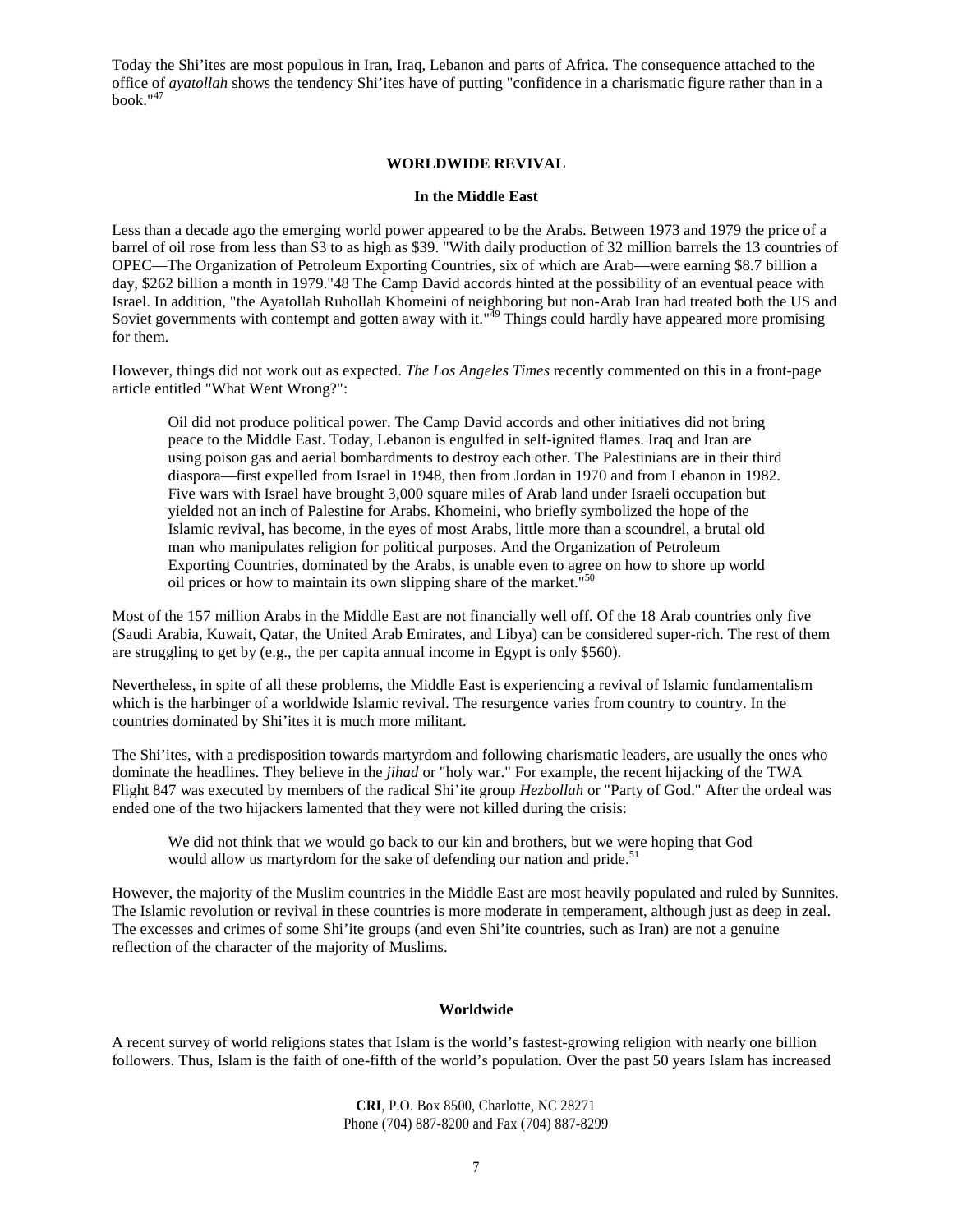Today the Shi'ites are most populous in Iran, Iraq, Lebanon and parts of Africa. The consequence attached to the office of *ayatollah* shows the tendency Shi'ites have of putting "confidence in a charismatic figure rather than in a book."[47]

## WORLDWIDE REVIVAL

### In the Middle East

Less than a decade ago the emerging world power appeared to be the Arabs. Between 1973 and 1979 the price of a barrel of oil rose from less than $3 to as high as $39. "With daily production of 32 million barrels the 13 countries of OPEC—The Organization of Petroleum Exporting Countries, six of which are Arab—were earning $8.7 billion a day, $262 billion a month in 1979."48 The Camp David accords hinted at the possibility of an eventual peace with Israel. In addition, "the Ayatollah Ruhollah Khomeini of neighboring but non-Arab Iran had treated both the US and Soviet governments with contempt and gotten away with it."[49] Things could hardly have appeared more promising for them.

However, things did not work out as expected. *The Los Angeles Times* recently commented on this in a front-page article entitled "What Went Wrong?":

> Oil did not produce political power. The Camp David accords and other initiatives did not bring peace to the Middle East. Today, Lebanon is engulfed in self-ignited flames. Iraq and Iran are using poison gas and aerial bombardments to destroy each other. The Palestinians are in their third diaspora—first expelled from Israel in 1948, then from Jordan in 1970 and from Lebanon in 1982. Five wars with Israel have brought 3,000 square miles of Arab land under Israeli occupation but yielded not an inch of Palestine for Arabs. Khomeini, who briefly symbolized the hope of the Islamic revival, has become, in the eyes of most Arabs, little more than a scoundrel, a brutal old man who manipulates religion for political purposes. And the Organization of Petroleum Exporting Countries, dominated by the Arabs, is unable even to agree on how to shore up world oil prices or how to maintain its own slipping share of the market."[50]

Most of the 157 million Arabs in the Middle East are not financially well off. Of the 18 Arab countries only five (Saudi Arabia, Kuwait, Qatar, the United Arab Emirates, and Libya) can be considered super-rich. The rest of them are struggling to get by (e.g., the per capita annual income in Egypt is only $560).

Nevertheless, in spite of all these problems, the Middle East is experiencing a revival of Islamic fundamentalism which is the harbinger of a worldwide Islamic revival. The resurgence varies from country to country. In the countries dominated by Shi'ites it is much more militant.

The Shi'ites, with a predisposition towards martyrdom and following charismatic leaders, are usually the ones who dominate the headlines. They believe in the *jihad* or "holy war." For example, the recent hijacking of the TWA Flight 847 was executed by members of the radical Shi'ite group *Hezbollah* or "Party of God." After the ordeal was ended one of the two hijackers lamented that they were not killed during the crisis:

> We did not think that we would go back to our kin and brothers, but we were hoping that God would allow us martyrdom for the sake of defending our nation and pride.[51]

However, the majority of the Muslim countries in the Middle East are most heavily populated and ruled by Sunnites. The Islamic revolution or revival in these countries is more moderate in temperament, although just as deep in zeal. The excesses and crimes of some Shi'ite groups (and even Shi'ite countries, such as Iran) are not a genuine reflection of the character of the majority of Muslims.

### Worldwide

A recent survey of world religions states that Islam is the world's fastest-growing religion with nearly one billion followers. Thus, Islam is the faith of one-fifth of the world's population. Over the past 50 years Islam has increased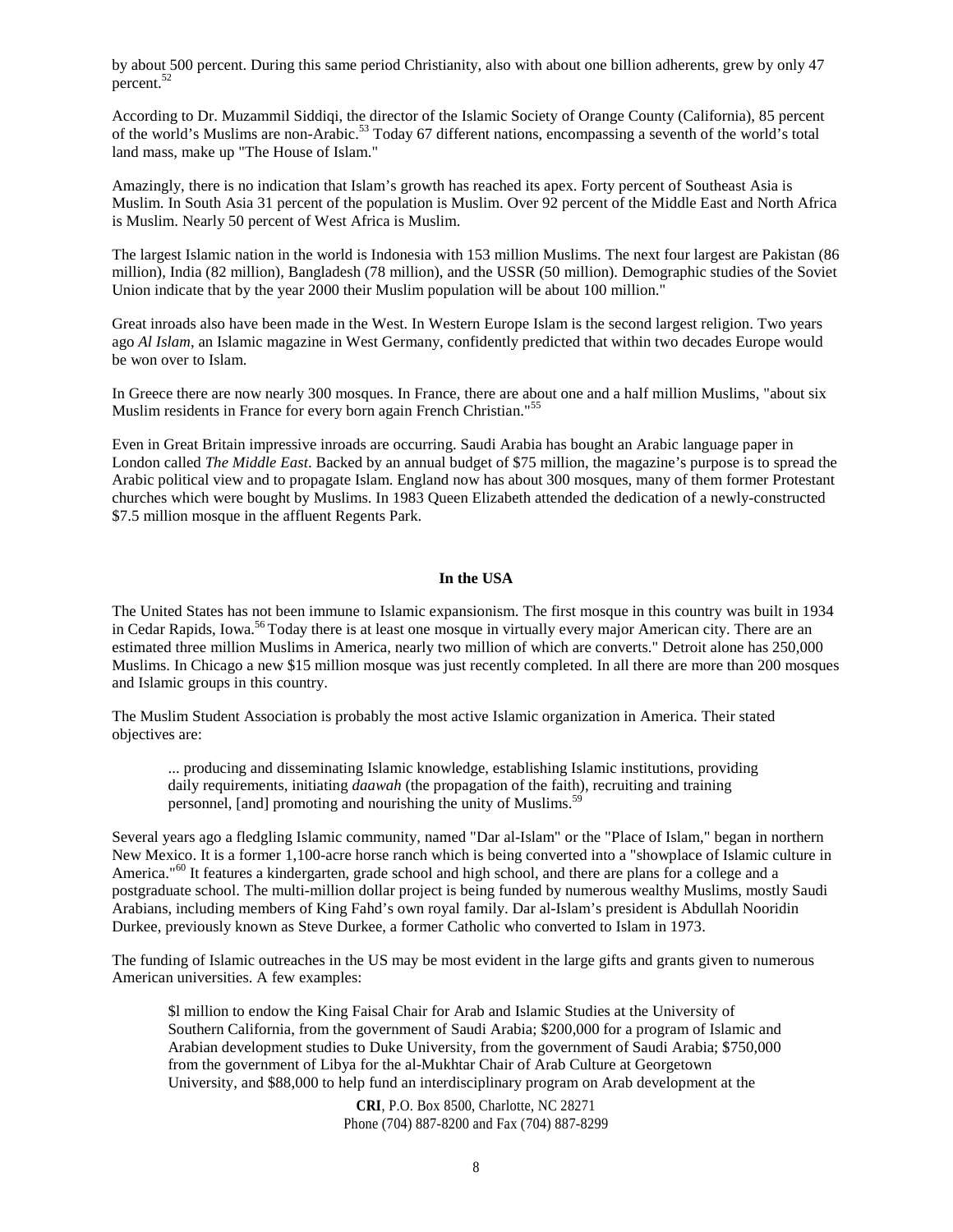by about 500 percent. During this same period Christianity, also with about one billion adherents, grew by only 47 percent.[52]

According to Dr. Muzammil Siddiqi, the director of the Islamic Society of Orange County (California), 85 percent of the world's Muslims are non-Arabic.[53] Today 67 different nations, encompassing a seventh of the world's total land mass, make up "The House of Islam."

Amazingly, there is no indication that Islam's growth has reached its apex. Forty percent of Southeast Asia is Muslim. In South Asia 31 percent of the population is Muslim. Over 92 percent of the Middle East and North Africa is Muslim. Nearly 50 percent of West Africa is Muslim.

The largest Islamic nation in the world is Indonesia with 153 million Muslims. The next four largest are Pakistan (86 million), India (82 million), Bangladesh (78 million), and the USSR (50 million). Demographic studies of the Soviet Union indicate that by the year 2000 their Muslim population will be about 100 million."

Great inroads also have been made in the West. In Western Europe Islam is the second largest religion. Two years ago *Al Islam*, an Islamic magazine in West Germany, confidently predicted that within two decades Europe would be won over to Islam.

In Greece there are now nearly 300 mosques. In France, there are about one and a half million Muslims, "about six Muslim residents in France for every born again French Christian."[55]

Even in Great Britain impressive inroads are occurring. Saudi Arabia has bought an Arabic language paper in London called *The Middle East*. Backed by an annual budget of $75 million, the magazine's purpose is to spread the Arabic political view and to propagate Islam. England now has about 300 mosques, many of them former Protestant churches which were bought by Muslims. In 1983 Queen Elizabeth attended the dedication of a newly-constructed $7.5 million mosque in the affluent Regents Park.

**In the USA**

The United States has not been immune to Islamic expansionism. The first mosque in this country was built in 1934 in Cedar Rapids, Iowa.[56] Today there is at least one mosque in virtually every major American city. There are an estimated three million Muslims in America, nearly two million of which are converts." Detroit alone has 250,000 Muslims. In Chicago a new $15 million mosque was just recently completed. In all there are more than 200 mosques and Islamic groups in this country.

The Muslim Student Association is probably the most active Islamic organization in America. Their stated objectives are:

> ... producing and disseminating Islamic knowledge, establishing Islamic institutions, providing daily requirements, initiating *daawah* (the propagation of the faith), recruiting and training personnel, [and] promoting and nourishing the unity of Muslims.[59]

Several years ago a fledgling Islamic community, named "Dar al-Islam" or the "Place of Islam," began in northern New Mexico. It is a former 1,100-acre horse ranch which is being converted into a "showplace of Islamic culture in America."[60] It features a kindergarten, grade school and high school, and there are plans for a college and a postgraduate school. The multi-million dollar project is being funded by numerous wealthy Muslims, mostly Saudi Arabians, including members of King Fahd's own royal family. Dar al-Islam's president is Abdullah Nooridin Durkee, previously known as Steve Durkee, a former Catholic who converted to Islam in 1973.

The funding of Islamic outreaches in the US may be most evident in the large gifts and grants given to numerous American universities. A few examples:

> $l million to endow the King Faisal Chair for Arab and Islamic Studies at the University of Southern California, from the government of Saudi Arabia; $200,000 for a program of Islamic and Arabian development studies to Duke University, from the government of Saudi Arabia; $750,000 from the government of Libya for the al-Mukhtar Chair of Arab Culture at Georgetown University, and $88,000 to help fund an interdisciplinary program on Arab development at the

**CRI**, P.O. Box 8500, Charlotte, NC 28271
Phone (704) 887-8200 and Fax (704) 887-8299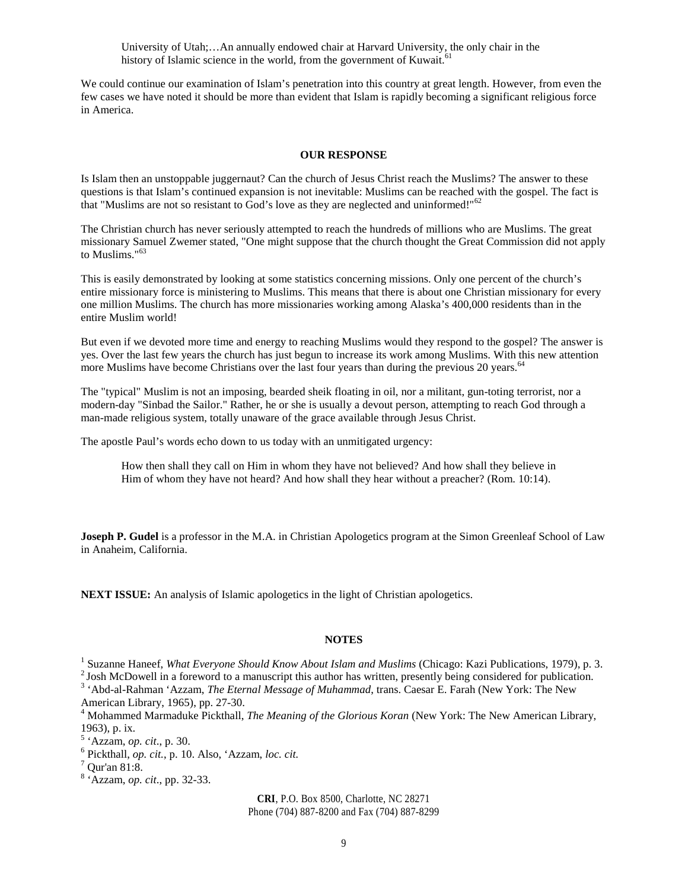> University of Utah;…An annually endowed chair at Harvard University, the only chair in the history of Islamic science in the world, from the government of Kuwait.[61]

We could continue our examination of Islam's penetration into this country at great length. However, from even the few cases we have noted it should be more than evident that Islam is rapidly becoming a significant religious force in America.

## OUR RESPONSE

Is Islam then an unstoppable juggernaut? Can the church of Jesus Christ reach the Muslims? The answer to these questions is that Islam's continued expansion is not inevitable: Muslims can be reached with the gospel. The fact is that "Muslims are not so resistant to God's love as they are neglected and uninformed!"[62]

The Christian church has never seriously attempted to reach the hundreds of millions who are Muslims. The great missionary Samuel Zwemer stated, "One might suppose that the church thought the Great Commission did not apply to Muslims."[63]

This is easily demonstrated by looking at some statistics concerning missions. Only one percent of the church's entire missionary force is ministering to Muslims. This means that there is about one Christian missionary for every one million Muslims. The church has more missionaries working among Alaska's 400,000 residents than in the entire Muslim world!

But even if we devoted more time and energy to reaching Muslims would they respond to the gospel? The answer is yes. Over the last few years the church has just begun to increase its work among Muslims. With this new attention more Muslims have become Christians over the last four years than during the previous 20 years.[64]

The "typical" Muslim is not an imposing, bearded sheik floating in oil, nor a militant, gun-toting terrorist, nor a modern-day "Sinbad the Sailor." Rather, he or she is usually a devout person, attempting to reach God through a man-made religious system, totally unaware of the grace available through Jesus Christ.

The apostle Paul's words echo down to us today with an unmitigated urgency:

> How then shall they call on Him in whom they have not believed? And how shall they believe in Him of whom they have not heard? And how shall they hear without a preacher? (Rom. 10:14).

**Joseph P. Gudel** is a professor in the M.A. in Christian Apologetics program at the Simon Greenleaf School of Law in Anaheim, California.

**NEXT ISSUE:** An analysis of Islamic apologetics in the light of Christian apologetics.

## NOTES

[1] Suzanne Haneef, *What Everyone Should Know About Islam and Muslims* (Chicago: Kazi Publications, 1979), p. 3.
[2] Josh McDowell in a foreword to a manuscript this author has written, presently being considered for publication.
[3] 'Abd-al-Rahman 'Azzam, *The Eternal Message of Muhammad*, trans. Caesar E. Farah (New York: The New American Library, 1965), pp. 27-30.
[4] Mohammed Marmaduke Pickthall, *The Meaning of the Glorious Koran* (New York: The New American Library, 1963), p. ix.
[5] 'Azzam, *op. cit*., p. 30.
[6] Pickthall, *op. cit.*, p. 10. Also, 'Azzam, *loc. cit.*
[7] Qur'an 81:8.
[8] 'Azzam, *op. cit*., pp. 32-33.

**CRI**, P.O. Box 8500, Charlotte, NC 28271
Phone (704) 887-8200 and Fax (704) 887-8299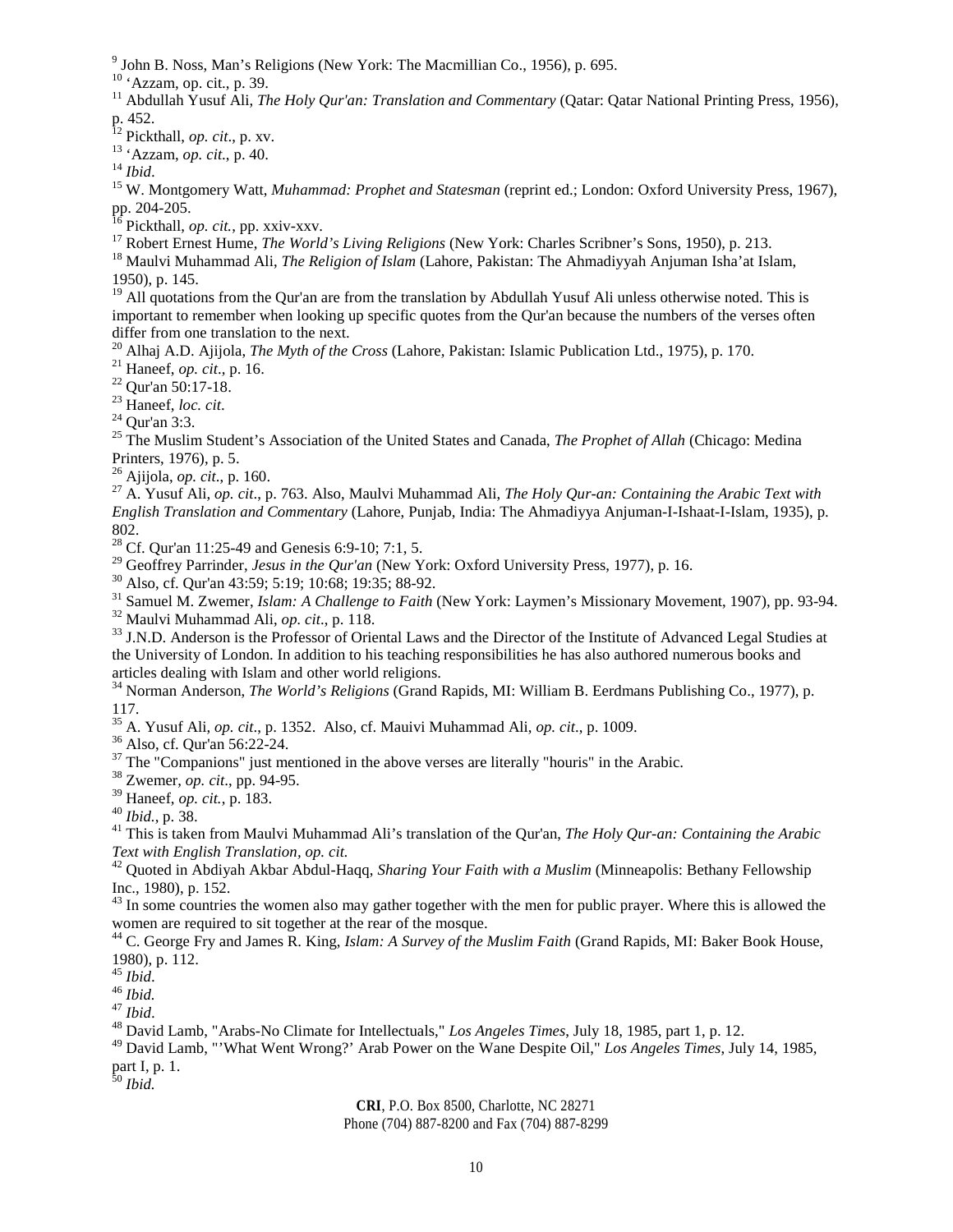[9] John B. Noss, Man's Religions (New York: The Macmillian Co., 1956), p. 695.

[10] 'Azzam, op. cit., p. 39.

[11] Abdullah Yusuf Ali, *The Holy Qur'an: Translation and Commentary* (Qatar: Qatar National Printing Press, 1956), p. 452.

[12] Pickthall, *op. cit*., p. xv.

[13] 'Azzam, *op. cit*., p. 40.

[14] *Ibid*.

[15] W. Montgomery Watt, *Muhammad: Prophet and Statesman* (reprint ed.; London: Oxford University Press, 1967), pp. 204-205.

[16] Pickthall, *op. cit.*, pp. xxiv-xxv.

[17] Robert Ernest Hume, *The World's Living Religions* (New York: Charles Scribner's Sons, 1950), p. 213.

[18] Maulvi Muhammad Ali, *The Religion of Islam* (Lahore, Pakistan: The Ahmadiyyah Anjuman Isha'at Islam, 1950), p. 145.

[19] All quotations from the Qur'an are from the translation by Abdullah Yusuf Ali unless otherwise noted. This is important to remember when looking up specific quotes from the Qur'an because the numbers of the verses often differ from one translation to the next.

[20] Alhaj A.D. Ajijola, *The Myth of the Cross* (Lahore, Pakistan: Islamic Publication Ltd., 1975), p. 170.

[21] Haneef, *op. cit*., p. 16.

[22] Qur'an 50:17-18.

[23] Haneef, *loc. cit*.

[24] Qur'an 3:3.

[25] The Muslim Student's Association of the United States and Canada, *The Prophet of Allah* (Chicago: Medina Printers, 1976), p. 5.

[26] Ajijola, *op. cit*., p. 160.

[27] A. Yusuf Ali, *op. cit*., p. 763. Also, Maulvi Muhammad Ali, *The Holy Qur-an: Containing the Arabic Text with English Translation and Commentary* (Lahore, Punjab, India: The Ahmadiyya Anjuman-I-Ishaat-I-Islam, 1935), p. 802.

[28] Cf. Qur'an 11:25-49 and Genesis 6:9-10; 7:1, 5.

[29] Geoffrey Parrinder, *Jesus in the Qur'an* (New York: Oxford University Press, 1977), p. 16.

[30] Also, cf. Qur'an 43:59; 5:19; 10:68; 19:35; 88-92.

[31] Samuel M. Zwemer, *Islam: A Challenge to Faith* (New York: Laymen's Missionary Movement, 1907), pp. 93-94.

[32] Maulvi Muhammad Ali, *op. cit*., p. 118.

[33] J.N.D. Anderson is the Professor of Oriental Laws and the Director of the Institute of Advanced Legal Studies at the University of London. In addition to his teaching responsibilities he has also authored numerous books and articles dealing with Islam and other world religions.

[34] Norman Anderson, *The World's Religions* (Grand Rapids, MI: William B. Eerdmans Publishing Co., 1977), p. 117.

[35] A. Yusuf Ali, *op. cit*., p. 1352. Also, cf. Mauivi Muhammad Ali, *op. cit*., p. 1009.

[36] Also, cf. Qur'an 56:22-24.

[37] The "Companions" just mentioned in the above verses are literally "houris" in the Arabic.

[38] Zwemer, *op. cit*., pp. 94-95.

[39] Haneef, *op. cit.*, p. 183.

[40] *Ibid.*, p. 38.

[41] This is taken from Maulvi Muhammad Ali's translation of the Qur'an, *The Holy Qur-an: Containing the Arabic Text with English Translation, op. cit.*

[42] Quoted in Abdiyah Akbar Abdul-Haqq, *Sharing Your Faith with a Muslim* (Minneapolis: Bethany Fellowship Inc., 1980), p. 152.

[43] In some countries the women also may gather together with the men for public prayer. Where this is allowed the women are required to sit together at the rear of the mosque.

[44] C. George Fry and James R. King, *Islam: A Survey of the Muslim Faith* (Grand Rapids, MI: Baker Book House, 1980), p. 112.

[45] *Ibid*.

[46] *Ibid.*

[47] *Ibid*.

[48] David Lamb, "Arabs-No Climate for Intellectuals," *Los Angeles Times*, July 18, 1985, part 1, p. 12.

[49] David Lamb, "'What Went Wrong?' Arab Power on the Wane Despite Oil," *Los Angeles Times*, July 14, 1985, part I, p. 1.

[50] *Ibid.*

**CRI**, P.O. Box 8500, Charlotte, NC 28271
Phone (704) 887-8200 and Fax (704) 887-8299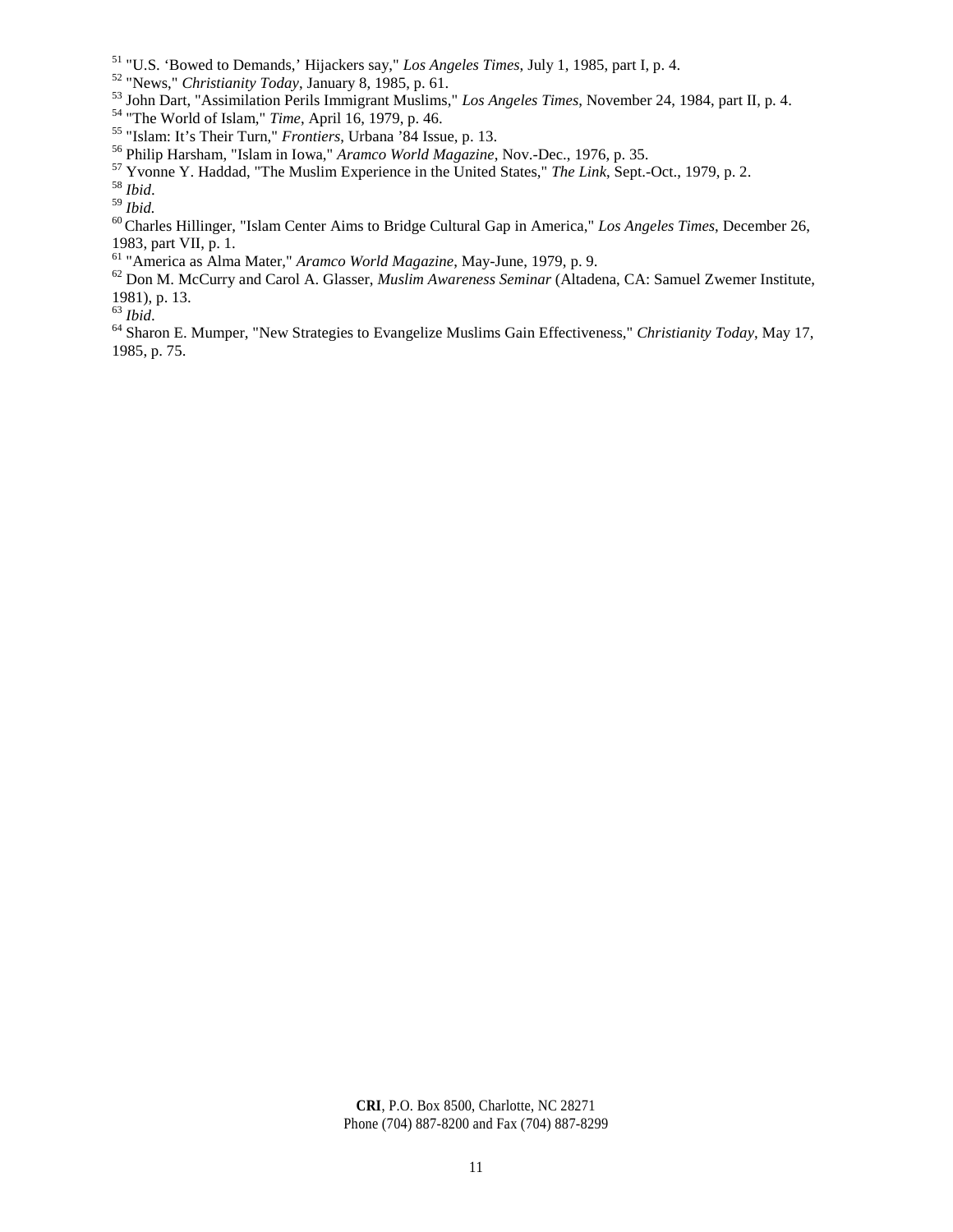[51] "U.S. 'Bowed to Demands,' Hijackers say," *Los Angeles Times*, July 1, 1985, part I, p. 4.
[52] "News," *Christianity Today*, January 8, 1985, p. 61.
[53] John Dart, "Assimilation Perils Immigrant Muslims," *Los Angeles Times*, November 24, 1984, part II, p. 4.
[54] "The World of Islam," *Time*, April 16, 1979, p. 46.
[55] "Islam: It's Their Turn," *Frontiers*, Urbana '84 Issue, p. 13.
[56] Philip Harsham, "Islam in Iowa," *Aramco World Magazine*, Nov.-Dec., 1976, p. 35.
[57] Yvonne Y. Haddad, "The Muslim Experience in the United States," *The Link*, Sept.-Oct., 1979, p. 2.
[58] *Ibid*.
[59] *Ibid.*
[60] Charles Hillinger, "Islam Center Aims to Bridge Cultural Gap in America," *Los Angeles Times*, December 26, 1983, part VII, p. 1.
[61] "America as Alma Mater," *Aramco World Magazine*, May-June, 1979, p. 9.
[62] Don M. McCurry and Carol A. Glasser, *Muslim Awareness Seminar* (Altadena, CA: Samuel Zwemer Institute, 1981), p. 13.
[63] *Ibid*.
[64] Sharon E. Mumper, "New Strategies to Evangelize Muslims Gain Effectiveness," *Christianity Today*, May 17, 1985, p. 75.

**CRI**, P.O. Box 8500, Charlotte, NC 28271
Phone (704) 887-8200 and Fax (704) 887-8299